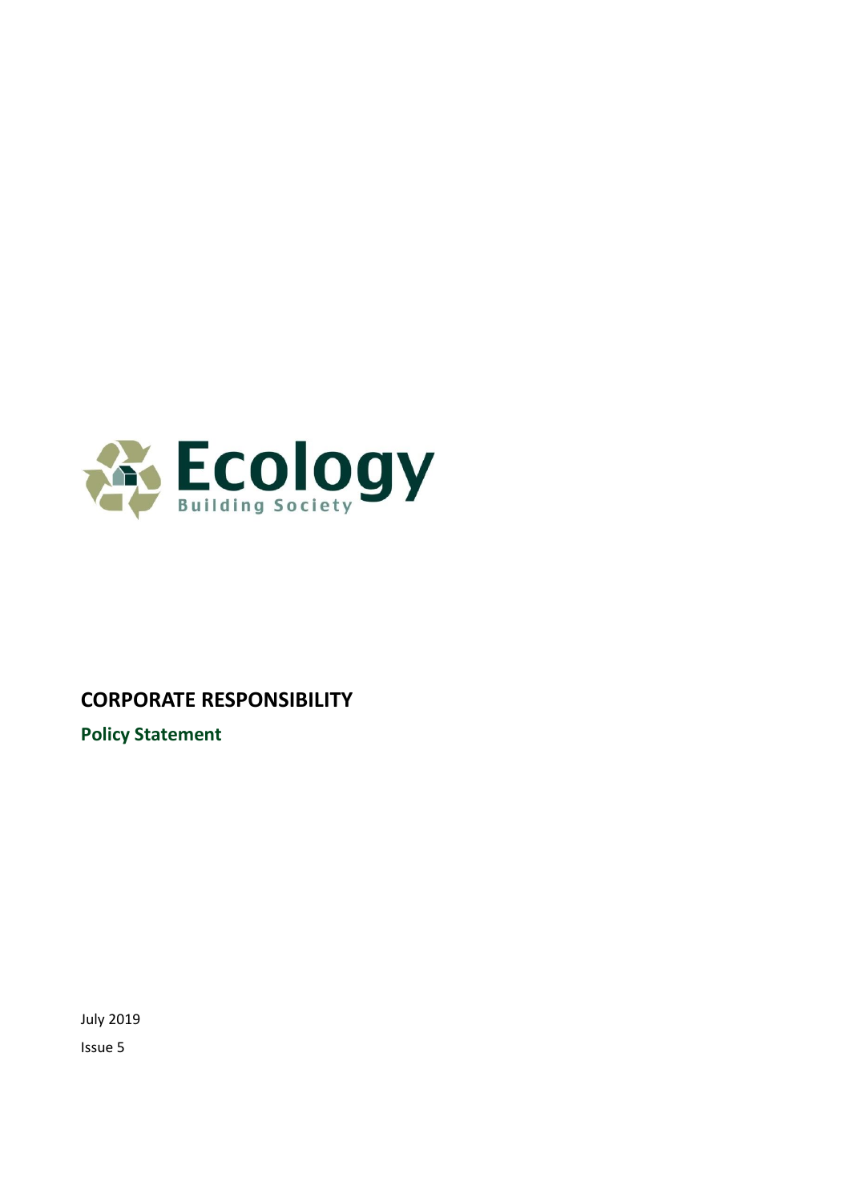Ecology

Building Society

# CORPORATE RESPONSIBILITY

## Policy Statement

July 2019

Issue 5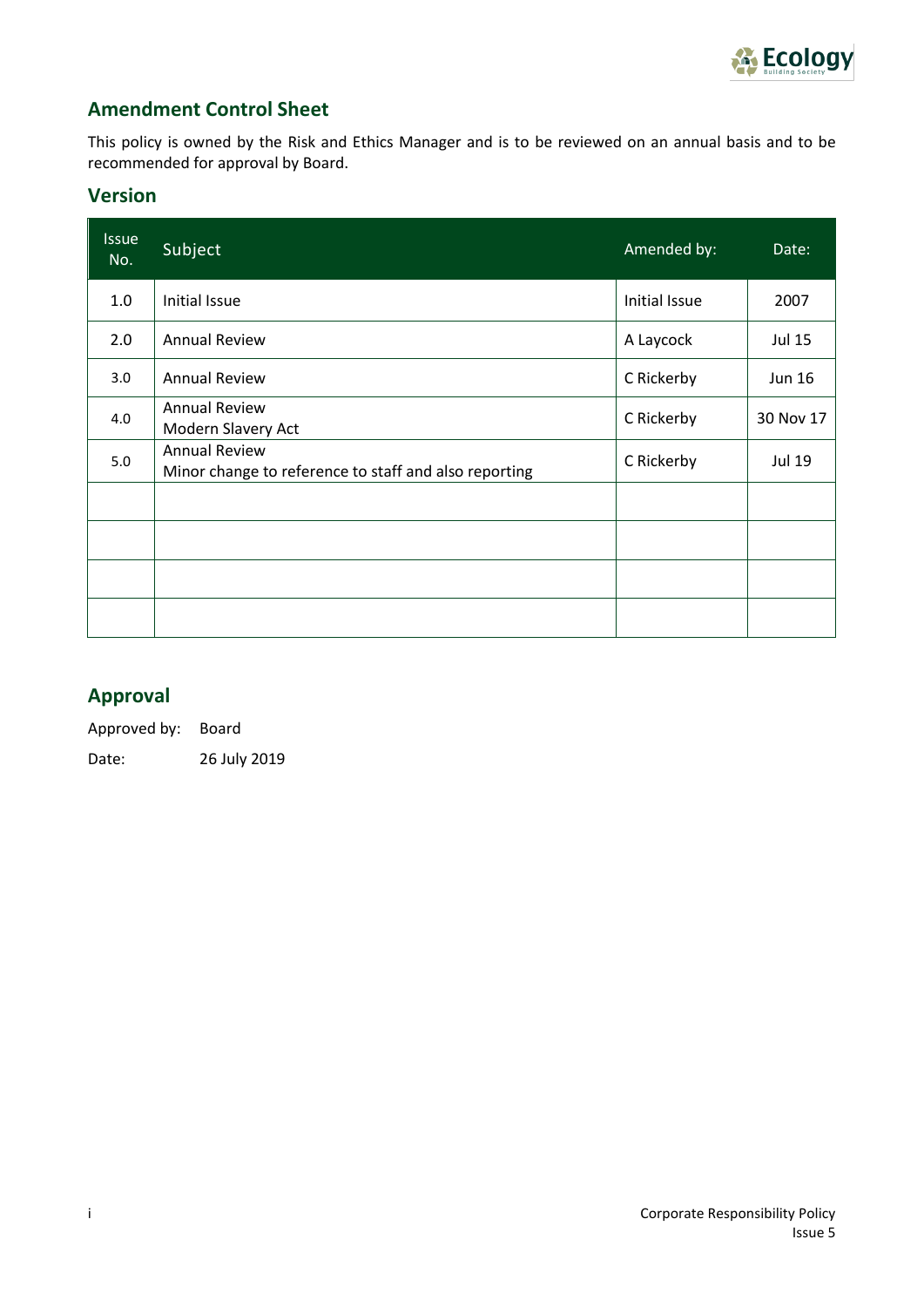## Amendment Control Sheet

This policy is owned by the Risk and Ethics Manager and is to be reviewed on an annual basis and to be recommended for approval by Board.

## Version

| Issue No. | Subject | Amended by: | Date: |
|---|---|---|---|
| 1.0 | Initial Issue | Initial Issue | 2007 |
| 2.0 | Annual Review | A Laycock | Jul 15 |
| 3.0 | Annual Review | C Rickerby | Jun 16 |
| 4.0 | Annual Review<br>Modern Slavery Act | C Rickerby | 30 Nov 17 |
| 5.0 | Annual Review<br>Minor change to reference to staff and also reporting | C Rickerby | Jul 19 |
| | | | |
| | | | |
| | | | |
| | | | |

## Approval

Approved by: Board

Date: 26 July 2019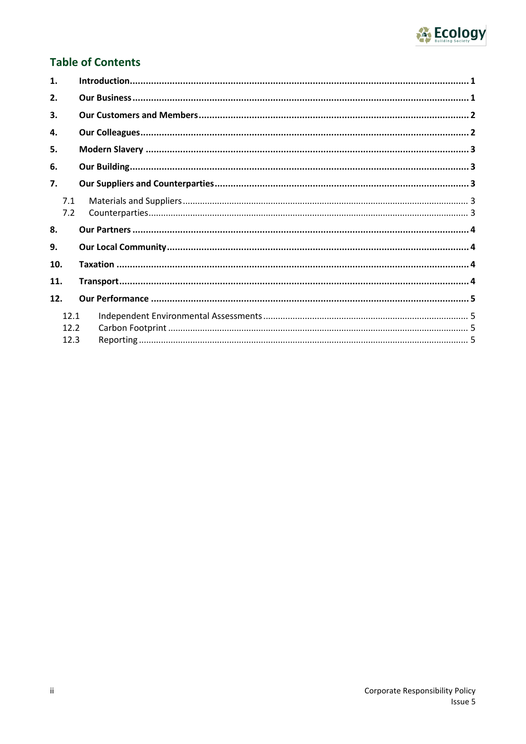## Table of Contents

1. **Introduction** 1
2. **Our Business** 1
3. **Our Customers and Members** 2
4. **Our Colleagues** 2
5. **Modern Slavery** 3
6. **Our Building** 3
7. **Our Suppliers and Counterparties** 3
   - 7.1 Materials and Suppliers 3
   - 7.2 Counterparties 3
8. **Our Partners** 4
9. **Our Local Community** 4
10. **Taxation** 4
11. **Transport** 4
12. **Our Performance** 5
    - 12.1 Independent Environmental Assessments 5
    - 12.2 Carbon Footprint 5
    - 12.3 Reporting 5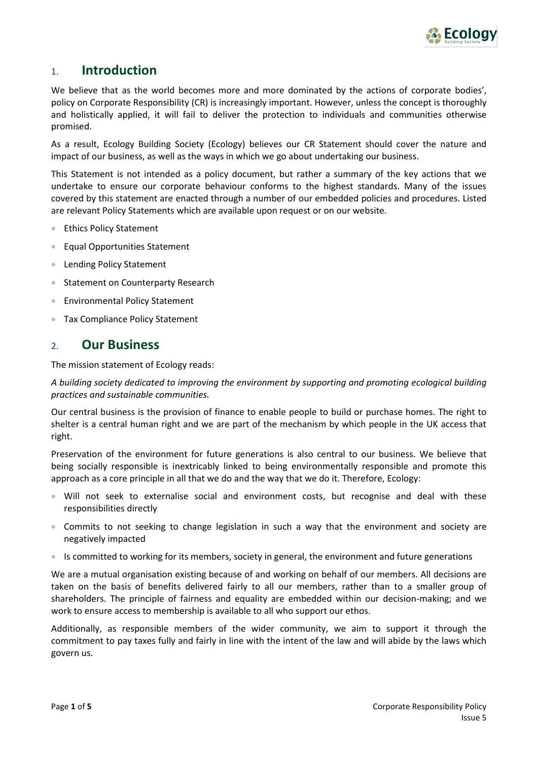## 1. Introduction

We believe that as the world becomes more and more dominated by the actions of corporate bodies', policy on Corporate Responsibility (CR) is increasingly important. However, unless the concept is thoroughly and holistically applied, it will fail to deliver the protection to individuals and communities otherwise promised.

As a result, Ecology Building Society (Ecology) believes our CR Statement should cover the nature and impact of our business, as well as the ways in which we go about undertaking our business.

This Statement is not intended as a policy document, but rather a summary of the key actions that we undertake to ensure our corporate behaviour conforms to the highest standards. Many of the issues covered by this statement are enacted through a number of our embedded policies and procedures. Listed are relevant Policy Statements which are available upon request or on our website.

- Ethics Policy Statement
- Equal Opportunities Statement
- Lending Policy Statement
- Statement on Counterparty Research
- Environmental Policy Statement
- Tax Compliance Policy Statement

## 2. Our Business

The mission statement of Ecology reads:

*A building society dedicated to improving the environment by supporting and promoting ecological building practices and sustainable communities.*

Our central business is the provision of finance to enable people to build or purchase homes. The right to shelter is a central human right and we are part of the mechanism by which people in the UK access that right.

Preservation of the environment for future generations is also central to our business. We believe that being socially responsible is inextricably linked to being environmentally responsible and promote this approach as a core principle in all that we do and the way that we do it. Therefore, Ecology:

- Will not seek to externalise social and environment costs, but recognise and deal with these responsibilities directly
- Commits to not seeking to change legislation in such a way that the environment and society are negatively impacted
- Is committed to working for its members, society in general, the environment and future generations

We are a mutual organisation existing because of and working on behalf of our members. All decisions are taken on the basis of benefits delivered fairly to all our members, rather than to a smaller group of shareholders. The principle of fairness and equality are embedded within our decision-making; and we work to ensure access to membership is available to all who support our ethos.

Additionally, as responsible members of the wider community, we aim to support it through the commitment to pay taxes fully and fairly in line with the intent of the law and will abide by the laws which govern us.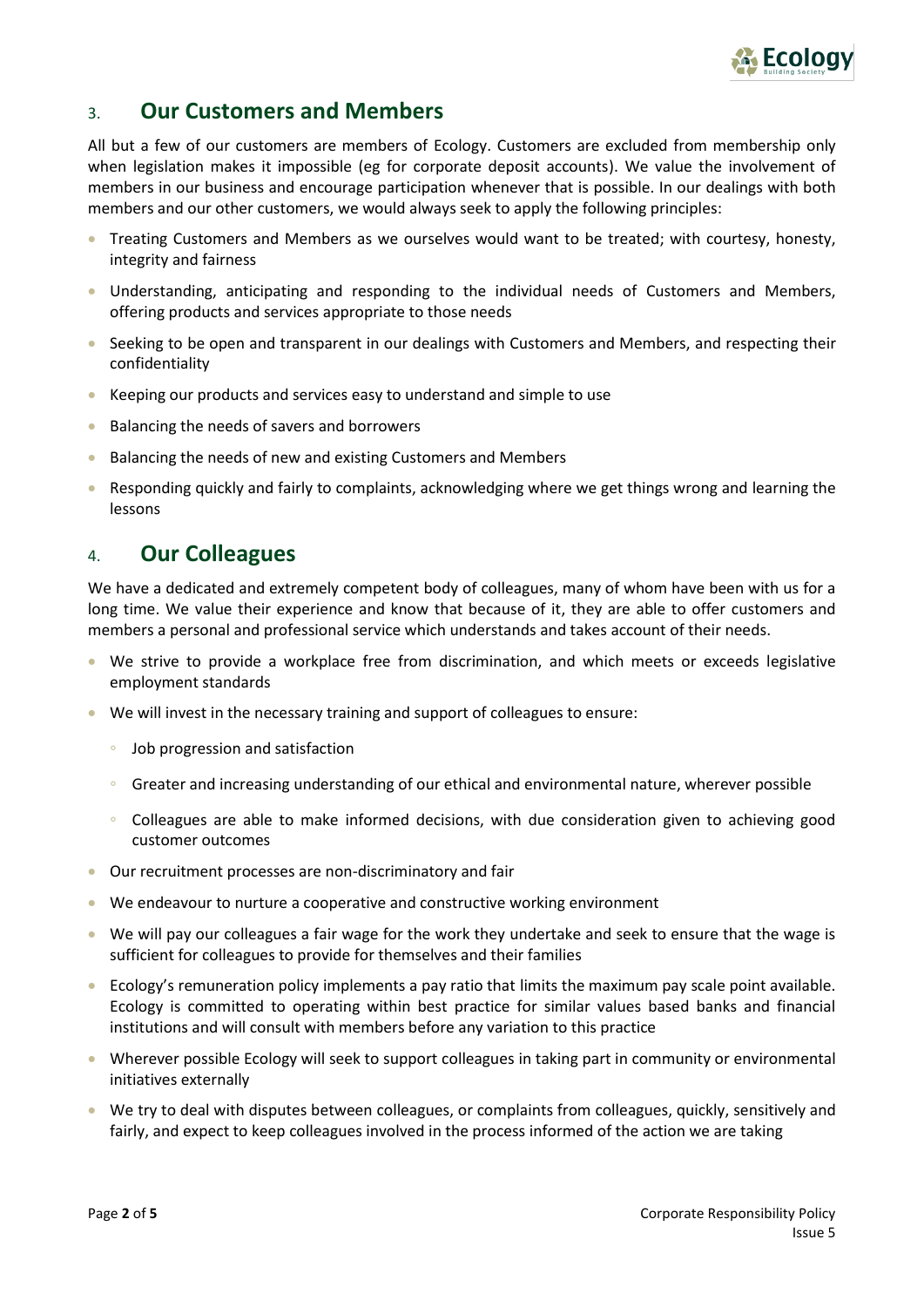## 3. Our Customers and Members

All but a few of our customers are members of Ecology. Customers are excluded from membership only when legislation makes it impossible (eg for corporate deposit accounts). We value the involvement of members in our business and encourage participation whenever that is possible. In our dealings with both members and our other customers, we would always seek to apply the following principles:

- Treating Customers and Members as we ourselves would want to be treated; with courtesy, honesty, integrity and fairness
- Understanding, anticipating and responding to the individual needs of Customers and Members, offering products and services appropriate to those needs
- Seeking to be open and transparent in our dealings with Customers and Members, and respecting their confidentiality
- Keeping our products and services easy to understand and simple to use
- Balancing the needs of savers and borrowers
- Balancing the needs of new and existing Customers and Members
- Responding quickly and fairly to complaints, acknowledging where we get things wrong and learning the lessons

## 4. Our Colleagues

We have a dedicated and extremely competent body of colleagues, many of whom have been with us for a long time. We value their experience and know that because of it, they are able to offer customers and members a personal and professional service which understands and takes account of their needs.

- We strive to provide a workplace free from discrimination, and which meets or exceeds legislative employment standards
- We will invest in the necessary training and support of colleagues to ensure:
  - Job progression and satisfaction
  - Greater and increasing understanding of our ethical and environmental nature, wherever possible
  - Colleagues are able to make informed decisions, with due consideration given to achieving good customer outcomes
- Our recruitment processes are non-discriminatory and fair
- We endeavour to nurture a cooperative and constructive working environment
- We will pay our colleagues a fair wage for the work they undertake and seek to ensure that the wage is sufficient for colleagues to provide for themselves and their families
- Ecology's remuneration policy implements a pay ratio that limits the maximum pay scale point available. Ecology is committed to operating within best practice for similar values based banks and financial institutions and will consult with members before any variation to this practice
- Wherever possible Ecology will seek to support colleagues in taking part in community or environmental initiatives externally
- We try to deal with disputes between colleagues, or complaints from colleagues, quickly, sensitively and fairly, and expect to keep colleagues involved in the process informed of the action we are taking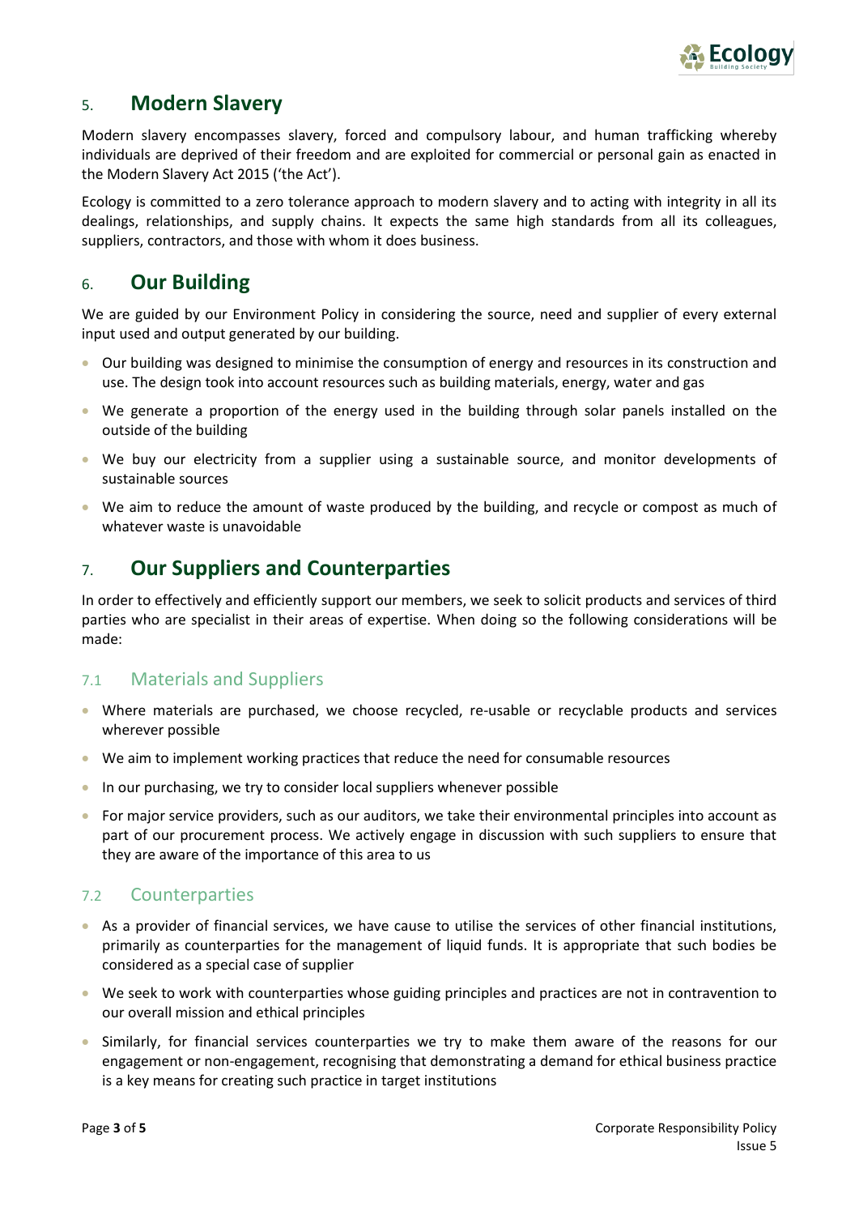## 5. Modern Slavery

Modern slavery encompasses slavery, forced and compulsory labour, and human trafficking whereby individuals are deprived of their freedom and are exploited for commercial or personal gain as enacted in the Modern Slavery Act 2015 ('the Act').

Ecology is committed to a zero tolerance approach to modern slavery and to acting with integrity in all its dealings, relationships, and supply chains. It expects the same high standards from all its colleagues, suppliers, contractors, and those with whom it does business.

## 6. Our Building

We are guided by our Environment Policy in considering the source, need and supplier of every external input used and output generated by our building.

- Our building was designed to minimise the consumption of energy and resources in its construction and use. The design took into account resources such as building materials, energy, water and gas
- We generate a proportion of the energy used in the building through solar panels installed on the outside of the building
- We buy our electricity from a supplier using a sustainable source, and monitor developments of sustainable sources
- We aim to reduce the amount of waste produced by the building, and recycle or compost as much of whatever waste is unavoidable

## 7. Our Suppliers and Counterparties

In order to effectively and efficiently support our members, we seek to solicit products and services of third parties who are specialist in their areas of expertise. When doing so the following considerations will be made:

### 7.1 Materials and Suppliers

- Where materials are purchased, we choose recycled, re-usable or recyclable products and services wherever possible
- We aim to implement working practices that reduce the need for consumable resources
- In our purchasing, we try to consider local suppliers whenever possible
- For major service providers, such as our auditors, we take their environmental principles into account as part of our procurement process. We actively engage in discussion with such suppliers to ensure that they are aware of the importance of this area to us

### 7.2 Counterparties

- As a provider of financial services, we have cause to utilise the services of other financial institutions, primarily as counterparties for the management of liquid funds. It is appropriate that such bodies be considered as a special case of supplier
- We seek to work with counterparties whose guiding principles and practices are not in contravention to our overall mission and ethical principles
- Similarly, for financial services counterparties we try to make them aware of the reasons for our engagement or non-engagement, recognising that demonstrating a demand for ethical business practice is a key means for creating such practice in target institutions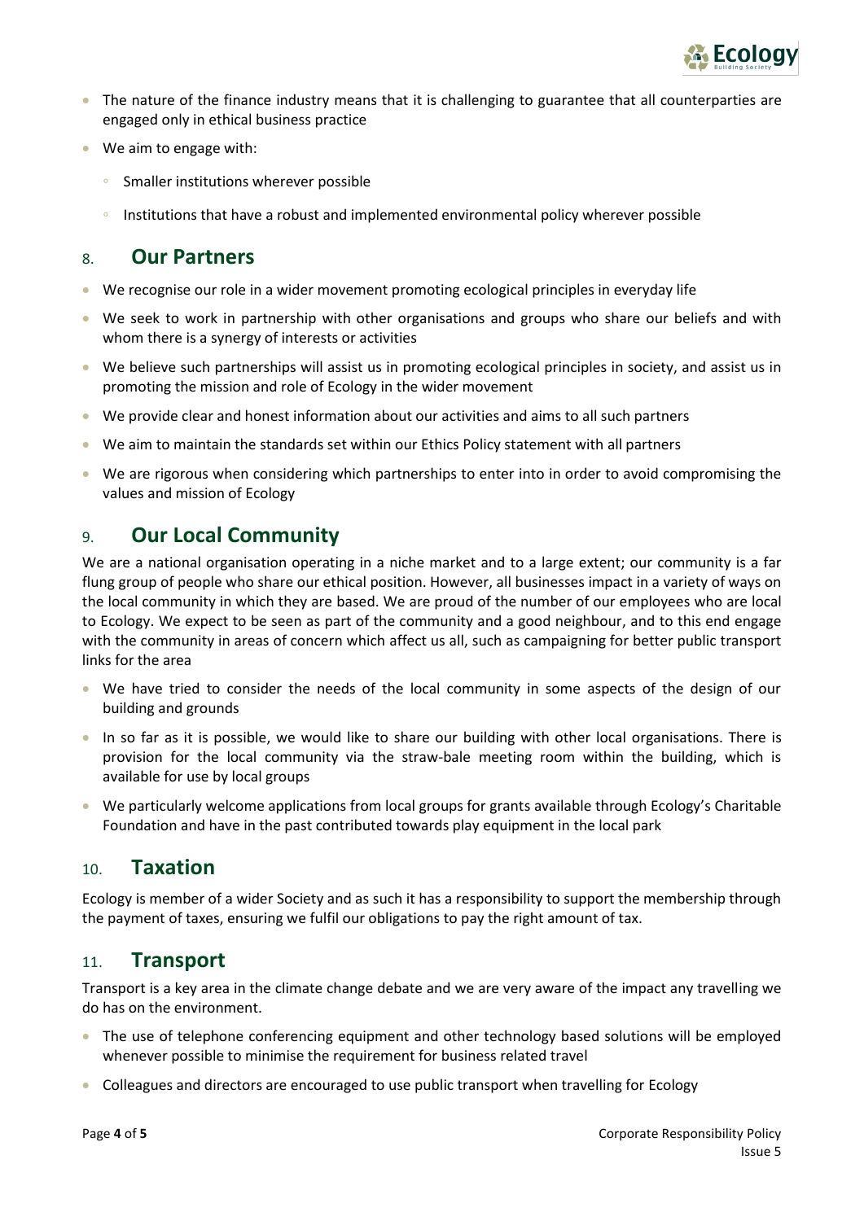- The nature of the finance industry means that it is challenging to guarantee that all counterparties are engaged only in ethical business practice
- We aim to engage with:
  - Smaller institutions wherever possible
  - Institutions that have a robust and implemented environmental policy wherever possible

## 8. Our Partners

- We recognise our role in a wider movement promoting ecological principles in everyday life
- We seek to work in partnership with other organisations and groups who share our beliefs and with whom there is a synergy of interests or activities
- We believe such partnerships will assist us in promoting ecological principles in society, and assist us in promoting the mission and role of Ecology in the wider movement
- We provide clear and honest information about our activities and aims to all such partners
- We aim to maintain the standards set within our Ethics Policy statement with all partners
- We are rigorous when considering which partnerships to enter into in order to avoid compromising the values and mission of Ecology

## 9. Our Local Community

We are a national organisation operating in a niche market and to a large extent; our community is a far flung group of people who share our ethical position. However, all businesses impact in a variety of ways on the local community in which they are based. We are proud of the number of our employees who are local to Ecology. We expect to be seen as part of the community and a good neighbour, and to this end engage with the community in areas of concern which affect us all, such as campaigning for better public transport links for the area

- We have tried to consider the needs of the local community in some aspects of the design of our building and grounds
- In so far as it is possible, we would like to share our building with other local organisations. There is provision for the local community via the straw-bale meeting room within the building, which is available for use by local groups
- We particularly welcome applications from local groups for grants available through Ecology's Charitable Foundation and have in the past contributed towards play equipment in the local park

## 10. Taxation

Ecology is member of a wider Society and as such it has a responsibility to support the membership through the payment of taxes, ensuring we fulfil our obligations to pay the right amount of tax.

## 11. Transport

Transport is a key area in the climate change debate and we are very aware of the impact any travelling we do has on the environment.

- The use of telephone conferencing equipment and other technology based solutions will be employed whenever possible to minimise the requirement for business related travel
- Colleagues and directors are encouraged to use public transport when travelling for Ecology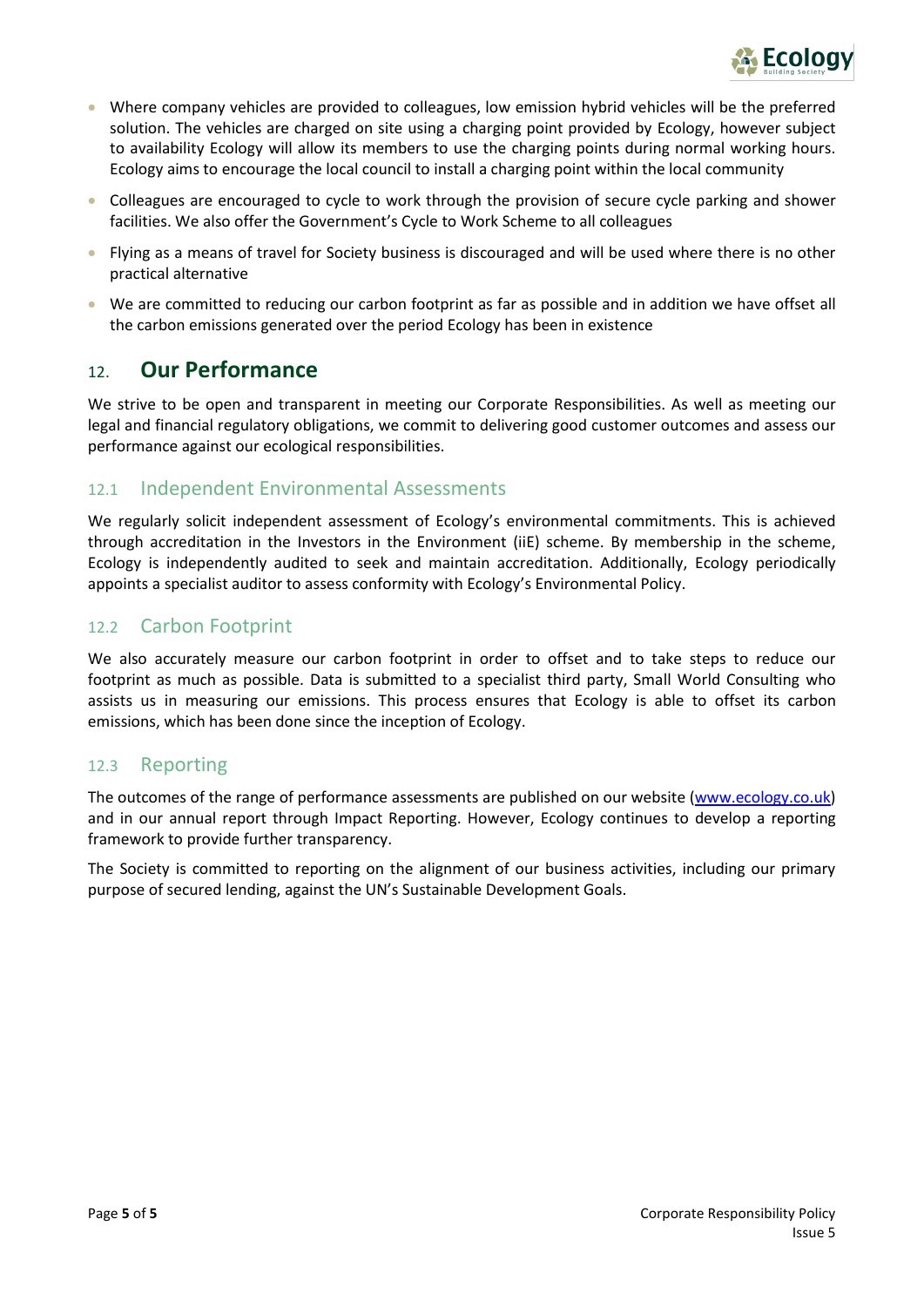- Where company vehicles are provided to colleagues, low emission hybrid vehicles will be the preferred solution. The vehicles are charged on site using a charging point provided by Ecology, however subject to availability Ecology will allow its members to use the charging points during normal working hours. Ecology aims to encourage the local council to install a charging point within the local community
- Colleagues are encouraged to cycle to work through the provision of secure cycle parking and shower facilities. We also offer the Government's Cycle to Work Scheme to all colleagues
- Flying as a means of travel for Society business is discouraged and will be used where there is no other practical alternative
- We are committed to reducing our carbon footprint as far as possible and in addition we have offset all the carbon emissions generated over the period Ecology has been in existence

## 12. Our Performance

We strive to be open and transparent in meeting our Corporate Responsibilities. As well as meeting our legal and financial regulatory obligations, we commit to delivering good customer outcomes and assess our performance against our ecological responsibilities.

### 12.1 Independent Environmental Assessments

We regularly solicit independent assessment of Ecology's environmental commitments. This is achieved through accreditation in the Investors in the Environment (iiE) scheme. By membership in the scheme, Ecology is independently audited to seek and maintain accreditation. Additionally, Ecology periodically appoints a specialist auditor to assess conformity with Ecology's Environmental Policy.

### 12.2 Carbon Footprint

We also accurately measure our carbon footprint in order to offset and to take steps to reduce our footprint as much as possible. Data is submitted to a specialist third party, Small World Consulting who assists us in measuring our emissions. This process ensures that Ecology is able to offset its carbon emissions, which has been done since the inception of Ecology.

### 12.3 Reporting

The outcomes of the range of performance assessments are published on our website ([www.ecology.co.uk](http://www.ecology.co.uk)) and in our annual report through Impact Reporting. However, Ecology continues to develop a reporting framework to provide further transparency.

The Society is committed to reporting on the alignment of our business activities, including our primary purpose of secured lending, against the UN's Sustainable Development Goals.